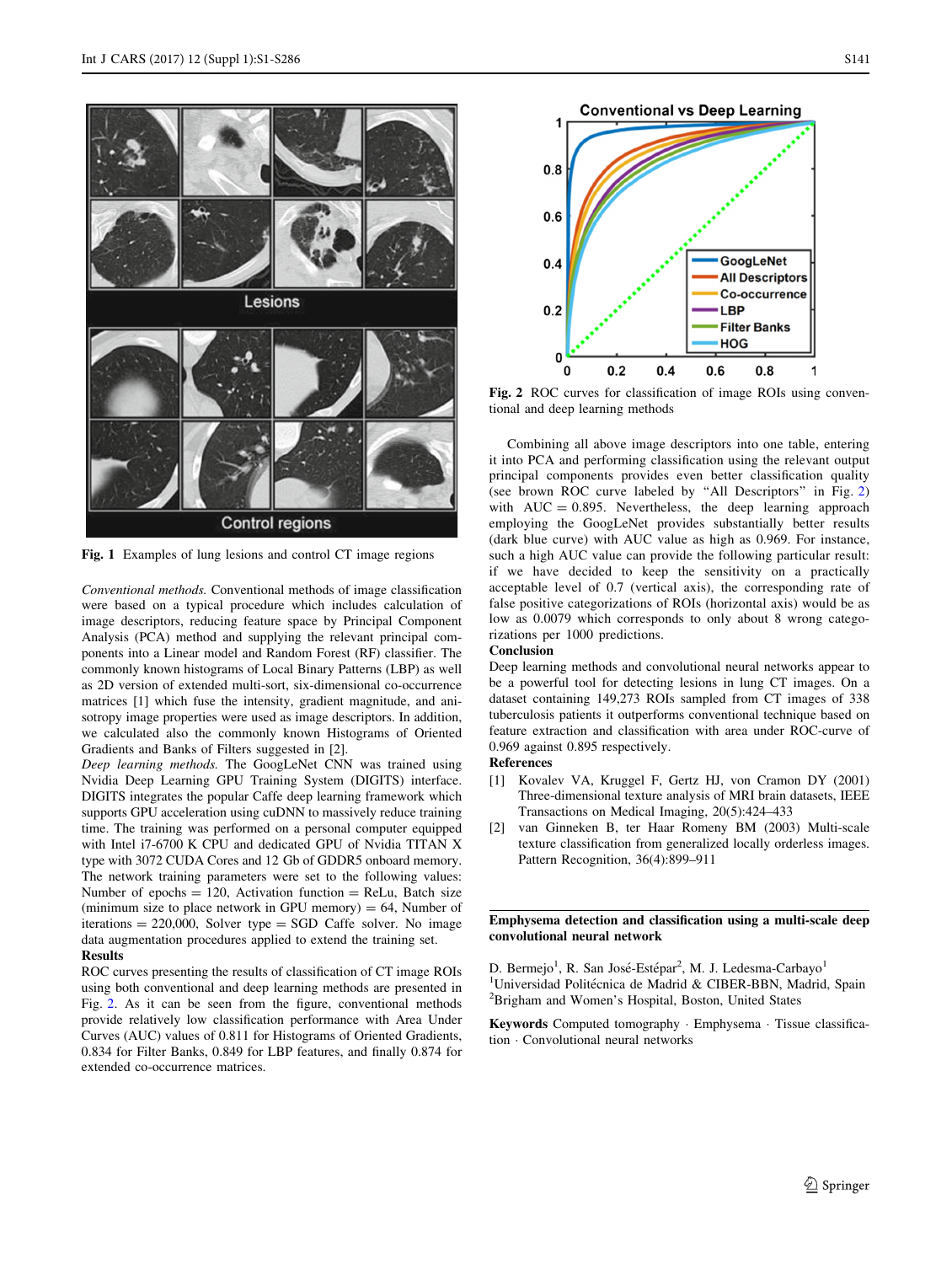Fig. 1 Examples of lung lesions and control CT image regions

*Conventional methods.* Conventional methods of image classification were based on a typical procedure which includes calculation of image descriptors, reducing feature space by Principal Component Analysis (PCA) method and supplying the relevant principal components into a Linear model and Random Forest (RF) classifier. The commonly known histograms of Local Binary Patterns (LBP) as well as 2D version of extended multi-sort, six-dimensional co-occurrence matrices [1] which fuse the intensity, gradient magnitude, and anisotropy image properties were used as image descriptors. In addition, we calculated also the commonly known Histograms of Oriented Gradients and Banks of Filters suggested in [2].

*Deep learning methods.* The GoogLeNet CNN was trained using Nvidia Deep Learning GPU Training System (DIGITS) interface. DIGITS integrates the popular Caffe deep learning framework which supports GPU acceleration using cuDNN to massively reduce training time. The training was performed on a personal computer equipped with Intel i7-6700 K CPU and dedicated GPU of Nvidia TITAN X type with 3072 CUDA Cores and 12 Gb of GDDR5 onboard memory. The network training parameters were set to the following values: Number of epochs = 120, Activation function = ReLu, Batch size (minimum size to place network in GPU memory) = 64, Number of iterations = 220,000, Solver type = SGD Caffe solver. No image data augmentation procedures applied to extend the training set.

**Results**

ROC curves presenting the results of classification of CT image ROIs using both conventional and deep learning methods are presented in Fig. 2. As it can be seen from the figure, conventional methods provide relatively low classification performance with Area Under Curves (AUC) values of 0.811 for Histograms of Oriented Gradients, 0.834 for Filter Banks, 0.849 for LBP features, and finally 0.874 for extended co-occurrence matrices.

Fig. 2 ROC curves for classification of image ROIs using conventional and deep learning methods

Combining all above image descriptors into one table, entering it into PCA and performing classification using the relevant output principal components provides even better classification quality (see brown ROC curve labeled by "All Descriptors" in Fig. 2) with AUC = 0.895. Nevertheless, the deep learning approach employing the GoogLeNet provides substantially better results (dark blue curve) with AUC value as high as 0.969. For instance, such a high AUC value can provide the following particular result: if we have decided to keep the sensitivity on a practically acceptable level of 0.7 (vertical axis), the corresponding rate of false positive categorizations of ROIs (horizontal axis) would be as low as 0.0079 which corresponds to only about 8 wrong categorizations per 1000 predictions.

**Conclusion**

Deep learning methods and convolutional neural networks appear to be a powerful tool for detecting lesions in lung CT images. On a dataset containing 149,273 ROIs sampled from CT images of 338 tuberculosis patients it outperforms conventional technique based on feature extraction and classification with area under ROC-curve of 0.969 against 0.895 respectively.

**References**

[1] Kovalev VA, Kruggel F, Gertz HJ, von Cramon DY (2001) Three-dimensional texture analysis of MRI brain datasets, IEEE Transactions on Medical Imaging, 20(5):424–433

[2] van Ginneken B, ter Haar Romeny BM (2003) Multi-scale texture classification from generalized locally orderless images. Pattern Recognition, 36(4):899–911

## Emphysema detection and classification using a multi-scale deep convolutional neural network

D. Bermejo[1], R. San José-Estépar[2], M. J. Ledesma-Carbayo[1]

[1]Universidad Politécnica de Madrid & CIBER-BBN, Madrid, Spain

[2]Brigham and Women's Hospital, Boston, United States

**Keywords** Computed tomography · Emphysema · Tissue classification · Convolutional neural networks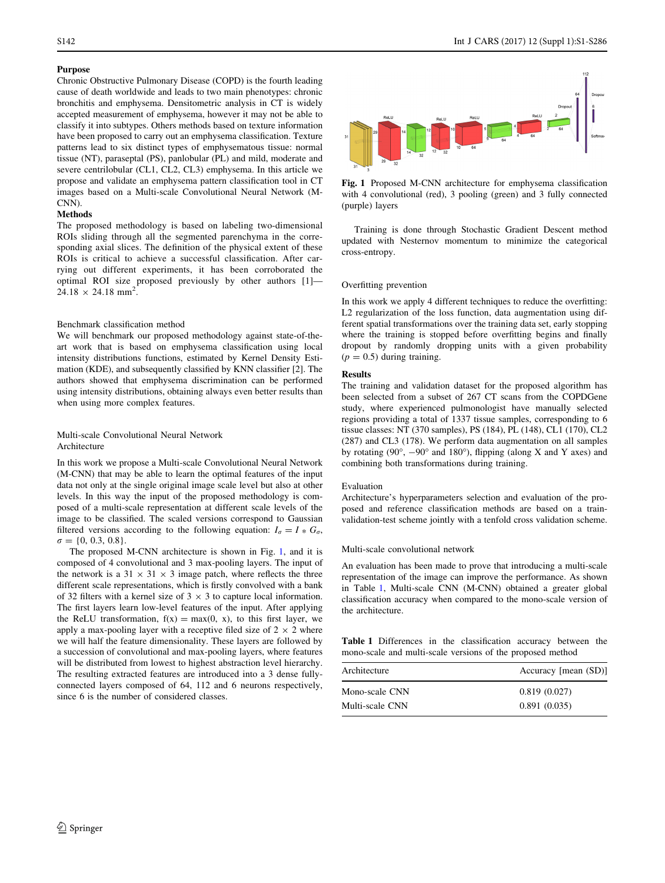**Purpose**

Chronic Obstructive Pulmonary Disease (COPD) is the fourth leading cause of death worldwide and leads to two main phenotypes: chronic bronchitis and emphysema. Densitometric analysis in CT is widely accepted measurement of emphysema, however it may not be able to classify it into subtypes. Others methods based on texture information have been proposed to carry out an emphysema classification. Texture patterns lead to six distinct types of emphysematous tissue: normal tissue (NT), paraseptal (PS), panlobular (PL) and mild, moderate and severe centrilobular (CL1, CL2, CL3) emphysema. In this article we propose and validate an emphysema pattern classification tool in CT images based on a Multi-scale Convolutional Neural Network (M-CNN).

**Methods**

The proposed methodology is based on labeling two-dimensional ROIs sliding through all the segmented parenchyma in the corresponding axial slices. The definition of the physical extent of these ROIs is critical to achieve a successful classification. After carrying out different experiments, it has been corroborated the optimal ROI size proposed previously by other authors [1]—$24.18 \times 24.18$ mm$^2$.

Benchmark classification method

We will benchmark our proposed methodology against state-of-the-art work that is based on emphysema classification using local intensity distributions functions, estimated by Kernel Density Estimation (KDE), and subsequently classified by KNN classifier [2]. The authors showed that emphysema discrimination can be performed using intensity distributions, obtaining always even better results than when using more complex features.

Multi-scale Convolutional Neural Network Architecture

In this work we propose a Multi-scale Convolutional Neural Network (M-CNN) that may be able to learn the optimal features of the input data not only at the single original image scale level but also at other levels. In this way the input of the proposed methodology is composed of a multi-scale representation at different scale levels of the image to be classified. The scaled versions correspond to Gaussian filtered versions according to the following equation: $I_{\sigma} = I * G_{\sigma}$, $\sigma = \{0, 0.3, 0.8\}$.

The proposed M-CNN architecture is shown in Fig. 1, and it is composed of 4 convolutional and 3 max-pooling layers. The input of the network is a $31 \times 31 \times 3$ image patch, where reflects the three different scale representations, which is firstly convolved with a bank of 32 filters with a kernel size of $3 \times 3$ to capture local information. The first layers learn low-level features of the input. After applying the ReLU transformation, $f(x) = \max(0, x)$, to this first layer, we apply a max-pooling layer with a receptive filed size of $2 \times 2$ where we will half the feature dimensionality. These layers are followed by a succession of convolutional and max-pooling layers, where features will be distributed from lowest to highest abstraction level hierarchy. The resulting extracted features are introduced into a 3 dense fully-connected layers composed of 64, 112 and 6 neurons respectively, since 6 is the number of considered classes.

**Fig. 1** Proposed M-CNN architecture for emphysema classification with 4 convolutional (red), 3 pooling (green) and 3 fully connected (purple) layers

Training is done through Stochastic Gradient Descent method updated with Nesternov momentum to minimize the categorical cross-entropy.

Overfitting prevention

In this work we apply 4 different techniques to reduce the overfitting: L2 regularization of the loss function, data augmentation using different spatial transformations over the training data set, early stopping where the training is stopped before overfitting begins and finally dropout by randomly dropping units with a given probability ($p = 0.5$) during training.

**Results**

The training and validation dataset for the proposed algorithm has been selected from a subset of 267 CT scans from the COPDGene study, where experienced pulmonologist have manually selected regions providing a total of 1337 tissue samples, corresponding to 6 tissue classes: NT (370 samples), PS (184), PL (148), CL1 (170), CL2 (287) and CL3 (178). We perform data augmentation on all samples by rotating (90°, −90° and 180°), flipping (along X and Y axes) and combining both transformations during training.

Evaluation

Architecture's hyperparameters selection and evaluation of the proposed and reference classification methods are based on a train-validation-test scheme jointly with a tenfold cross validation scheme.

Multi-scale convolutional network

An evaluation has been made to prove that introducing a multi-scale representation of the image can improve the performance. As shown in Table 1, Multi-scale CNN (M-CNN) obtained a greater global classification accuracy when compared to the mono-scale version of the architecture.

**Table 1** Differences in the classification accuracy between the mono-scale and multi-scale versions of the proposed method

| Architecture | Accuracy [mean (SD)] |
| --- | --- |
| Mono-scale CNN | 0.819 (0.027) |
| Multi-scale CNN | 0.891 (0.035) |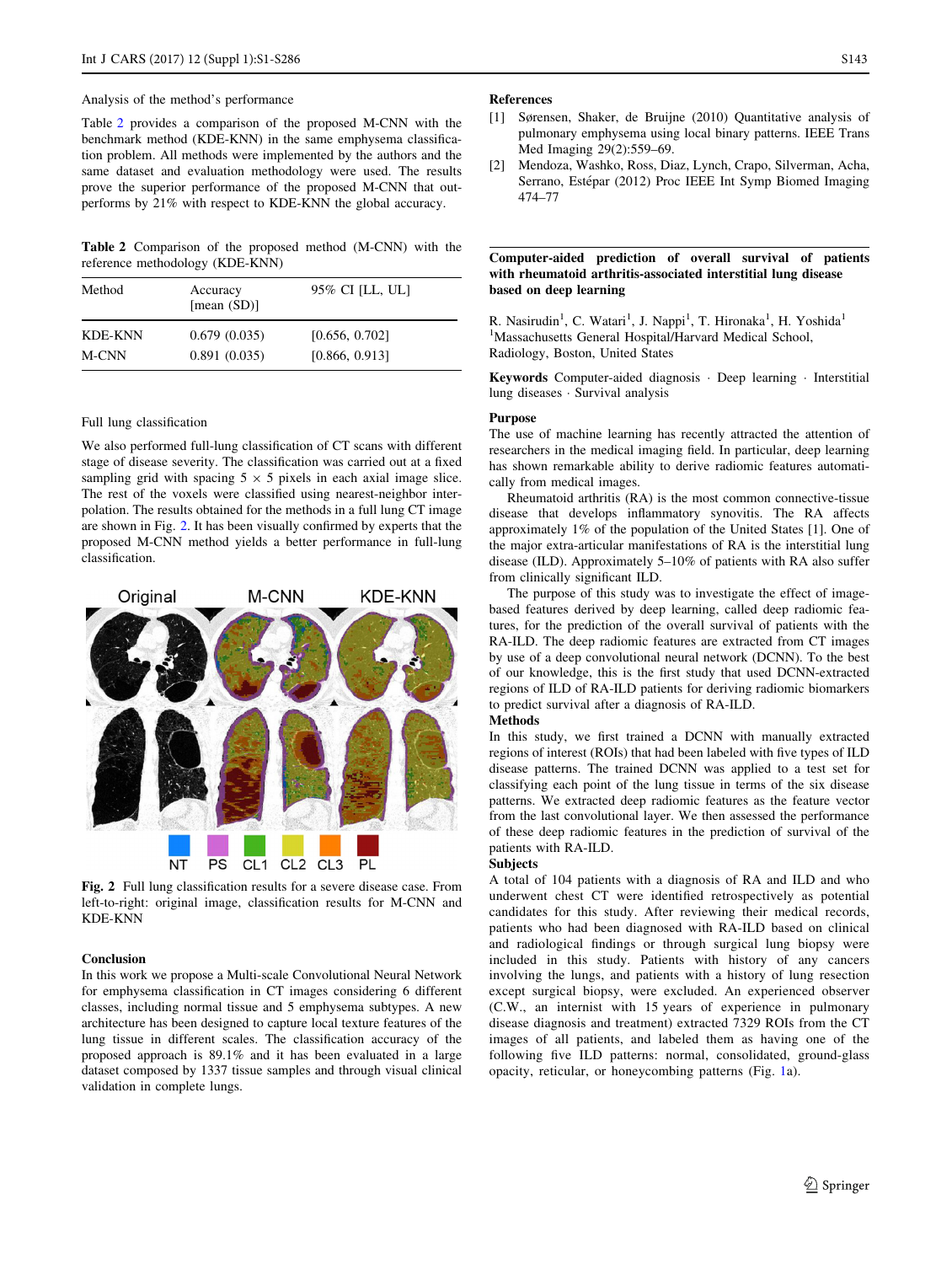Analysis of the method's performance

Table 2 provides a comparison of the proposed M-CNN with the benchmark method (KDE-KNN) in the same emphysema classification problem. All methods were implemented by the authors and the same dataset and evaluation methodology were used. The results prove the superior performance of the proposed M-CNN that outperforms by 21% with respect to KDE-KNN the global accuracy.

**Table 2** Comparison of the proposed method (M-CNN) with the reference methodology (KDE-KNN)

| Method | Accuracy [mean (SD)] | 95% CI [LL, UL] |
|---|---|---|
| KDE-KNN | 0.679 (0.035) | [0.656, 0.702] |
| M-CNN | 0.891 (0.035) | [0.866, 0.913] |

Full lung classification

We also performed full-lung classification of CT scans with different stage of disease severity. The classification was carried out at a fixed sampling grid with spacing 5 × 5 pixels in each axial image slice. The rest of the voxels were classified using nearest-neighbor interpolation. The results obtained for the methods in a full lung CT image are shown in Fig. 2. It has been visually confirmed by experts that the proposed M-CNN method yields a better performance in full-lung classification.

Original
M-CNN
KDE-KNN
NT PS CL1 CL2 CL3 PL

**Fig. 2** Full lung classification results for a severe disease case. From left-to-right: original image, classification results for M-CNN and KDE-KNN

**Conclusion**

In this work we propose a Multi-scale Convolutional Neural Network for emphysema classification in CT images considering 6 different classes, including normal tissue and 5 emphysema subtypes. A new architecture has been designed to capture local texture features of the lung tissue in different scales. The classification accuracy of the proposed approach is 89.1% and it has been evaluated in a large dataset composed by 1337 tissue samples and through visual clinical validation in complete lungs.

**References**

[1] Sørensen, Shaker, de Bruijne (2010) Quantitative analysis of pulmonary emphysema using local binary patterns. IEEE Trans Med Imaging 29(2):559–69.

[2] Mendoza, Washko, Ross, Diaz, Lynch, Crapo, Silverman, Acha, Serrano, Estépar (2012) Proc IEEE Int Symp Biomed Imaging 474–77

## Computer-aided prediction of overall survival of patients with rheumatoid arthritis-associated interstitial lung disease based on deep learning

R. Nasirudin[1], C. Watari[1], J. Nappi[1], T. Hironaka[1], H. Yoshida[1]
[1]Massachusetts General Hospital/Harvard Medical School, Radiology, Boston, United States

**Keywords** Computer-aided diagnosis · Deep learning · Interstitial lung diseases · Survival analysis

**Purpose**

The use of machine learning has recently attracted the attention of researchers in the medical imaging field. In particular, deep learning has shown remarkable ability to derive radiomic features automatically from medical images.

Rheumatoid arthritis (RA) is the most common connective-tissue disease that develops inflammatory synovitis. The RA affects approximately 1% of the population of the United States [1]. One of the major extra-articular manifestations of RA is the interstitial lung disease (ILD). Approximately 5–10% of patients with RA also suffer from clinically significant ILD.

The purpose of this study was to investigate the effect of image-based features derived by deep learning, called deep radiomic features, for the prediction of the overall survival of patients with the RA-ILD. The deep radiomic features are extracted from CT images by use of a deep convolutional neural network (DCNN). To the best of our knowledge, this is the first study that used DCNN-extracted regions of ILD of RA-ILD patients for deriving radiomic biomarkers to predict survival after a diagnosis of RA-ILD.

**Methods**

In this study, we first trained a DCNN with manually extracted regions of interest (ROIs) that had been labeled with five types of ILD disease patterns. The trained DCNN was applied to a test set for classifying each point of the lung tissue in terms of the six disease patterns. We extracted deep radiomic features as the feature vector from the last convolutional layer. We then assessed the performance of these deep radiomic features in the prediction of survival of the patients with RA-ILD.

**Subjects**

A total of 104 patients with a diagnosis of RA and ILD and who underwent chest CT were identified retrospectively as potential candidates for this study. After reviewing their medical records, patients who had been diagnosed with RA-ILD based on clinical and radiological findings or through surgical lung biopsy were included in this study. Patients with history of any cancers involving the lungs, and patients with a history of lung resection except surgical biopsy, were excluded. An experienced observer (C.W., an internist with 15 years of experience in pulmonary disease diagnosis and treatment) extracted 7329 ROIs from the CT images of all patients, and labeled them as having one of the following five ILD patterns: normal, consolidated, ground-glass opacity, reticular, or honeycombing patterns (Fig. 1a).